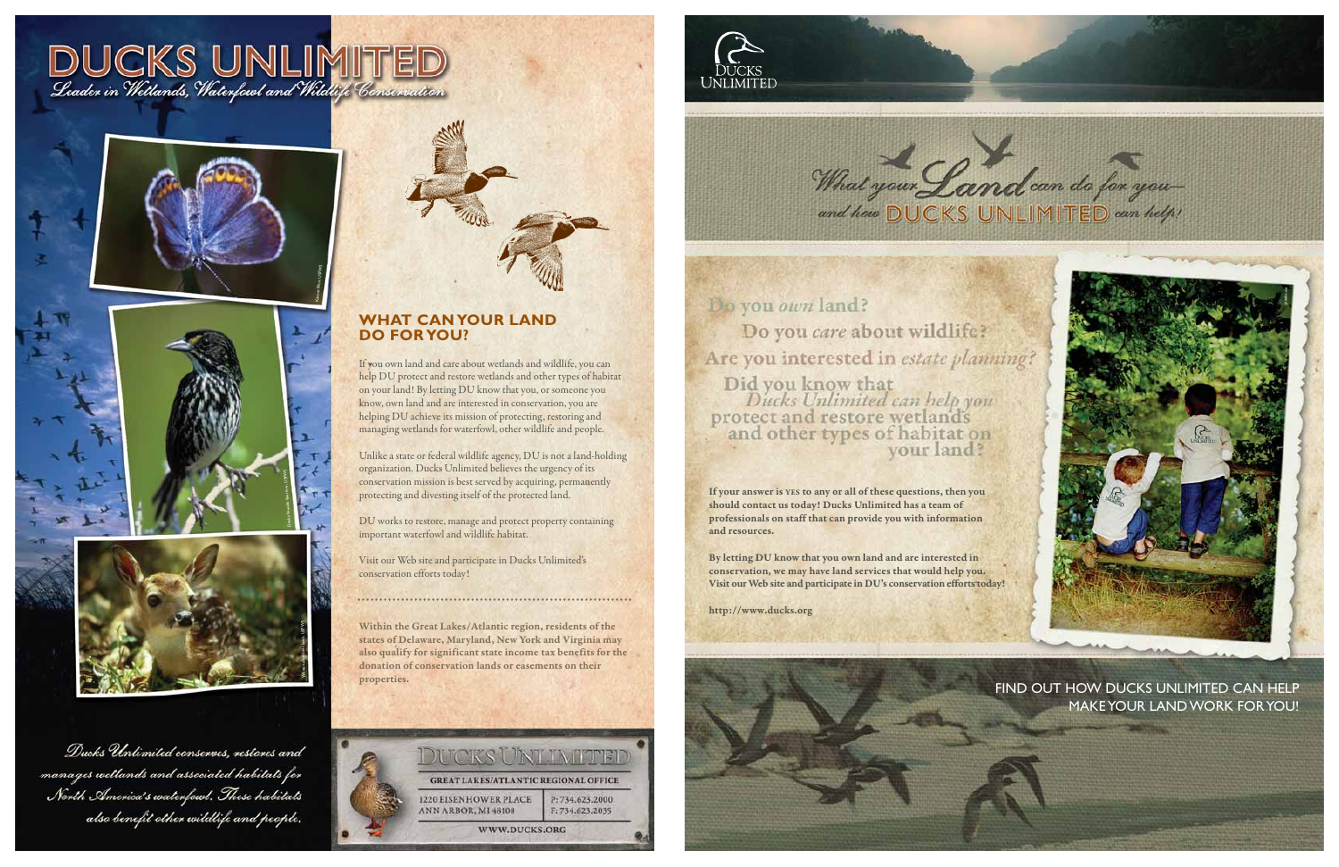# DUCKS UNLIMITED

*Leader in Wetlands, Waterfowl and Wildlife Conservation*

*Ducks Unlimited conserves, restores and manages wetlands and associated habitats for North America's waterfowl. These habitats also benefit other wildlife and people.*

## WHAT CAN YOUR LAND DO FOR YOU?

If you own land and care about wetlands and wildlife, you can help DU protect and restore wetlands and other types of habitat on your land! By letting DU know that you, or someone you know, own land and are interested in conservation, you are helping DU achieve its mission of protecting, restoring and managing wetlands for waterfowl, other wildlife and people.

Unlike a state or federal wildlife agency, DU is not a land-holding organization. Ducks Unlimited believes the urgency of its conservation mission is best served by acquiring, permanently protecting and divesting itself of the protected land.

DU works to restore, manage and protect property containing important waterfowl and wildlife habitat.

Visit our Web site and participate in Ducks Unlimited's conservation efforts today!

**Within the Great Lakes/Atlantic region, residents of the states of Delaware, Maryland, New York and Virginia may also qualify for significant state income tax benefits for the donation of conservation lands or easements on their properties.**

**DUCKS UNLIMITED**

**GREAT LAKES/ATLANTIC REGIONAL OFFICE**

1220 EISENHOWER PLACE
ANN ARBOR, MI 48108

P: 734.623.2000
F: 734.623.2035

WWW.DUCKS.ORG

---

DUCKS UNLIMITED

*What your Land can do for you— and how* DUCKS UNLIMITED *can help!*

Do you *own* land?

Do you *care* about wildlife?

Are you interested in *estate planning*?

Did you know that *Ducks Unlimited can help you* protect and restore wetlands and other types of habitat on your land?

**If your answer is YES to any or all of these questions, then you should contact us today! Ducks Unlimited has a team of professionals on staff that can provide you with information and resources.**

**By letting DU know that you own land and are interested in conservation, we may have land services that would help you. Visit our Web site and participate in DU's conservation efforts today!**

**http://www.ducks.org**

FIND OUT HOW DUCKS UNLIMITED CAN HELP MAKE YOUR LAND WORK FOR YOU!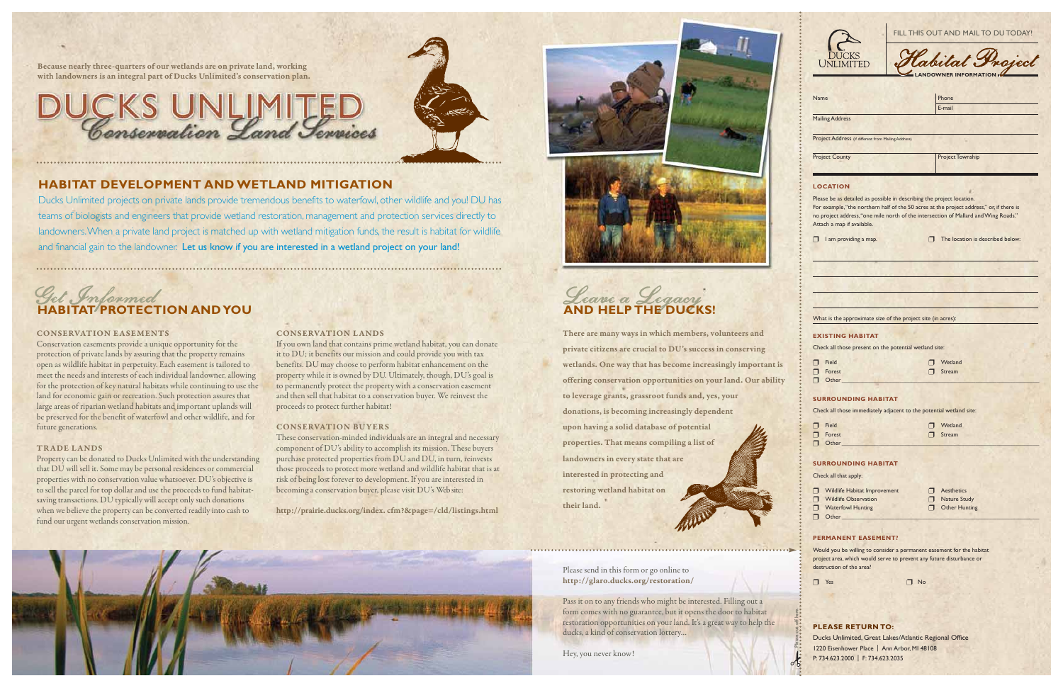Because nearly three-quarters of our wetlands are on private land, working with landowners is an integral part of Ducks Unlimited's conservation plan.

# DUCKS UNLIMITED
## *Conservation Land Services*

## HABITAT DEVELOPMENT AND WETLAND MITIGATION

Ducks Unlimited projects on private lands provide tremendous benefits to waterfowl, other wildlife and you! DU has teams of biologists and engineers that provide wetland restoration, management and protection services directly to landowners. When a private land project is matched up with wetland mitigation funds, the result is habitat for wildlife and financial gain to the landowner. **Let us know if you are interested in a wetland project on your land!**

## *Get Informed* HABITAT PROTECTION AND YOU

### CONSERVATION EASEMENTS

Conservation easements provide a unique opportunity for the protection of private lands by assuring that the property remains open as wildlife habitat in perpetuity. Each easement is tailored to meet the needs and interests of each individual landowner, allowing for the protection of key natural habitats while continuing to use the land for economic gain or recreation. Such protection assures that large areas of riparian wetland habitats and important uplands will be preserved for the benefit of waterfowl and other wildlife, and for future generations.

### TRADE LANDS

Property can be donated to Ducks Unlimited with the understanding that DU will sell it. Some may be personal residences or commercial properties with no conservation value whatsoever. DU's objective is to sell the parcel for top dollar and use the proceeds to fund habitat-saving transactions. DU typically will accept only such donations when we believe the property can be converted readily into cash to fund our urgent wetlands conservation mission.

### CONSERVATION LANDS

If you own land that contains prime wetland habitat, you can donate it to DU; it benefits our mission and could provide you with tax benefits. DU may choose to perform habitat enhancement on the property while it is owned by DU. Ultimately, though, DU's goal is to permanently protect the property with a conservation easement and then sell that habitat to a conservation buyer. We reinvest the proceeds to protect further habitat!

### CONSERVATION BUYERS

These conservation-minded individuals are an integral and necessary component of DU's ability to accomplish its mission. These buyers purchase protected properties from DU and DU, in turn, reinvests those proceeds to protect more wetland and wildlife habitat that is at risk of being lost forever to development. If you are interested in becoming a conservation buyer, please visit DU's Web site:

http://prairie.ducks.org/index. cfm?&page=/cld/listings.html

## *Leave a Legacy* AND HELP THE DUCKS!

**There are many ways in which members, volunteers and private citizens are crucial to DU's success in conserving wetlands. One way that has become increasingly important is offering conservation opportunities on your land. Our ability to leverage grants, grassroot funds and, yes, your donations, is becoming increasingly dependent upon having a solid database of potential properties. That means compiling a list of landowners in every state that are interested in protecting and restoring wetland habitat on their land.**

Please send in this form or go online to **http://glaro.ducks.org/restoration/**

Pass it on to any friends who might be interested. Filling out a form comes with no guarantee, but it opens the door to habitat restoration opportunities on your land. It's a great way to help the ducks, a kind of conservation lottery...

Hey, you never know!

---

FILL THIS OUT AND MAIL TO DU TODAY!

DUCKS UNLIMITED

# *Habitat Project*
**LANDOWNER INFORMATION**

Name ____________ Phone ____________

E-mail ____________

Mailing Address ____________

Project Address (if different from Mailing Address) ____________

Project County ____________ Project Township ____________

### LOCATION

Please be as detailed as possible in describing the project location.
For example, "the northern half of the 50 acres at the project address," or, if there is no project address, "one mile north of the intersection of Mallard and Wing Roads." Attach a map if available.

☐ I am providing a map. ☐ The location is described below:

____________

____________

____________

____________

What is the approximate size of the project site (in acres): ____________

### EXISTING HABITAT

Check all those present on the potential wetland site:

☐ Field ☐ Wetland
☐ Forest ☐ Stream
☐ Other ____________

### SURROUNDING HABITAT

Check all those immediately adjacent to the potential wetland site:

☐ Field ☐ Wetland
☐ Forest ☐ Stream
☐ Other ____________

### SURROUNDING HABITAT

Check all that apply:

☐ Wildlife Habitat Improvement ☐ Aesthetics
☐ Wildlife Observation ☐ Nature Study
☐ Waterfowl Hunting ☐ Other Hunting
☐ Other ____________

### PERMANENT EASEMENT?

Would you be willing to consider a permanent easement for the habitat project area, which would serve to prevent any future disturbance or destruction of the area?

☐ Yes ☐ No

### PLEASE RETURN TO:

Ducks Unlimited, Great Lakes/Atlantic Regional Office
1220 Eisenhower Place | Ann Arbor, MI 48108
P: 734.623.2000 | F: 734.623.2035